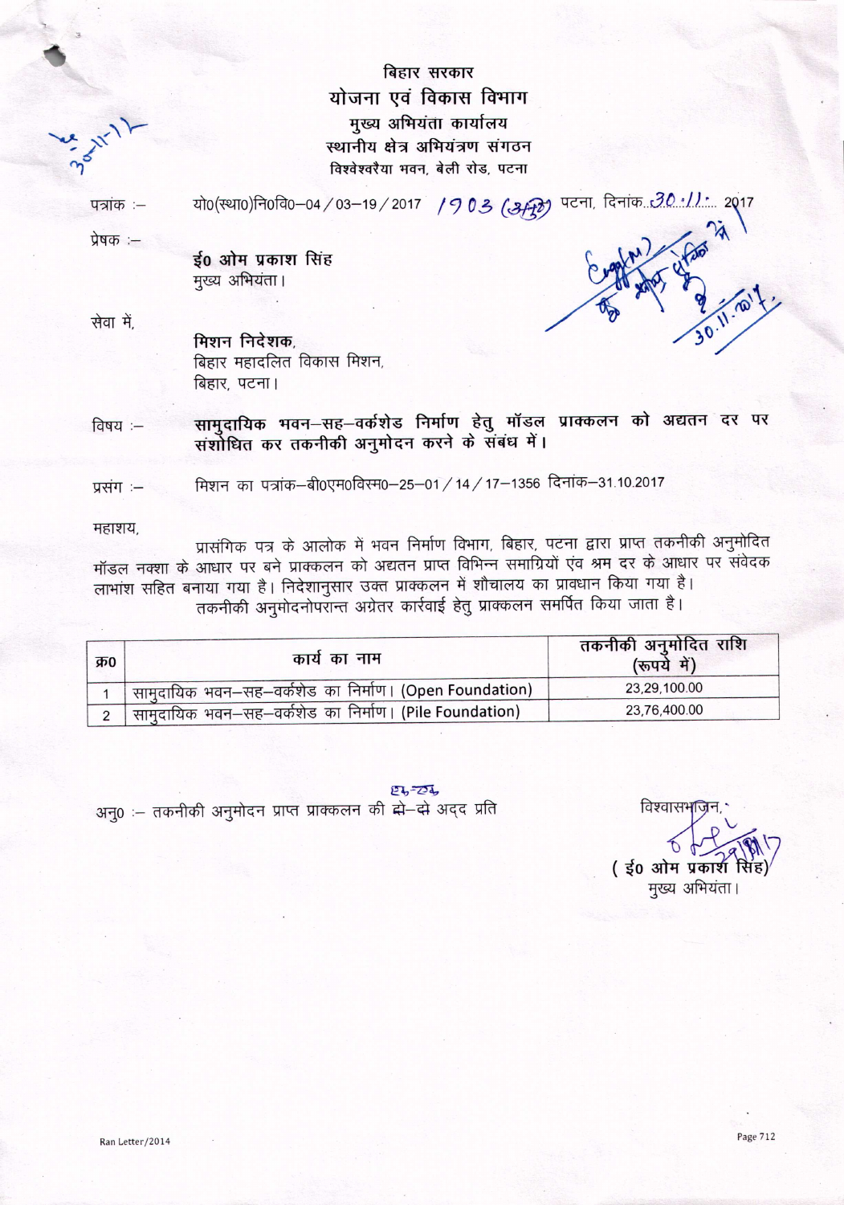# बिहार सरकार
## योजना एवं विकास विभाग
### मुख्य अभियंता कार्यालय
### स्थानीय क्षेत्र अभियंत्रण संगठन
विश्वेश्वरैया भवन, बेली रोड, पटना

पत्रांक :– यो0(स्था0)नि0वि0–04 / 03–19 / 2017 / 1903 (अ0मु0) पटना, दिनांक 30.11.2017

प्रेषक :–

**ई0 ओम प्रकाश सिंह**
मुख्य अभियंता।

सेवा में,

**मिशन निदेशक,**
बिहार महादलित विकास मिशन,
बिहार, पटना।

विषय :– **सामुदायिक भवन–सह–वर्कशेड निर्माण हेतु मॉडल प्राक्कलन को अद्यतन दर पर संशोधित कर तकनीकी अनुमोदन करने के संबंध में।**

प्रसंग :– मिशन का पत्रांक–बी0एम0वि0म0–25–01 / 14 / 17–1356 दिनांक–31.10.2017

महाशय,

प्रासंगिक पत्र के आलोक में भवन निर्माण विभाग, बिहार, पटना द्वारा प्राप्त तकनीकी अनुमोदित मॉडल नक्शा के आधार पर बने प्राक्कलन को अद्यतन प्राप्त विभिन्न समाग्रियों एंव श्रम दर के आधार पर संवेदक लाभांश सहित बनाया गया है। निदेशानुसार उक्त प्राक्कलन में शौचालय का प्रावधान किया गया है।

तकनीकी अनुमोदनोपरान्त अग्रेतर कार्रवाई हेतु प्राक्कलन समर्पित किया जाता है।

| क्र0 | कार्य का नाम | तकनीकी अनुमोदित राशि (रूपये में) |
|---|---|---|
| 1 | सामुदायिक भवन–सह–वर्कशेड का निर्माण। (Open Foundation) | 23,29,100.00 |
| 2 | सामुदायिक भवन–सह–वर्कशेड का निर्माण। (Pile Foundation) | 23,76,400.00 |

अनु0 :– तकनीकी अनुमोदन प्राप्त प्राक्कलन की ~~दो–दो~~ एक–एक अदद प्रति

विश्वासभाजन,

(ई0 ओम प्रकाश सिंह)
मुख्य अभियंता।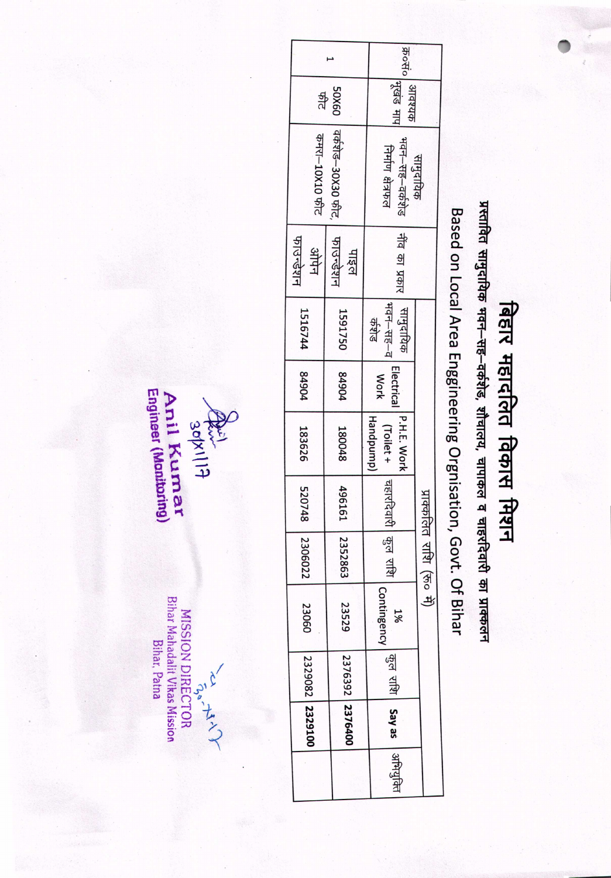# बिहार महादलित विकास मिशन

**प्रस्तावित सामुदायिक भवन–सह–वर्कशेड, शौचालय, चापाकल व चाहरदिवारी का प्राक्कलन**

Based on Local Area Enggineering Orgnisation, Govt. Of Bihar

| क्र०सं० | आवश्यक भूखंड माप | सामुदायिक भवन–सह–वर्कशेड निर्माण क्षेत्रफल | नींव का प्रकार | प्राक्कलित राशि (रू० में) | | | | | | | | |
|---|---|---|---|---|---|---|---|---|---|---|---|---|
| | | | | सामुदायिक भवन–सह–व र्कशेड | Electrical Work | P.H.E. Work (Toilet + Handpump) | चहारदिवारी | कुल राशि | 1% Contingency | कुल राशि | Say as | अभियुक्ति |
| 1 | 50X60 फीट | वर्कशेड–30X30 फीट, कमरा–10X10 फीट | पाइल फाउन्डेशन | 1591750 | 84904 | 180048 | 496161 | 2352863 | 23529 | 2376392 | **2376400** | |
| | | | ओपेन फाउन्डेशन | 1516744 | 84904 | 183626 | 520748 | 2306022 | 23060 | 2329082 | **2329100** | |

30/X1/17

**Anil Kumar**
**Engineer (Monitoring)**

30-XI-17

MISSION DIRECTOR
Bihar Mahadalit Vikas Mission
Bihar, Patna